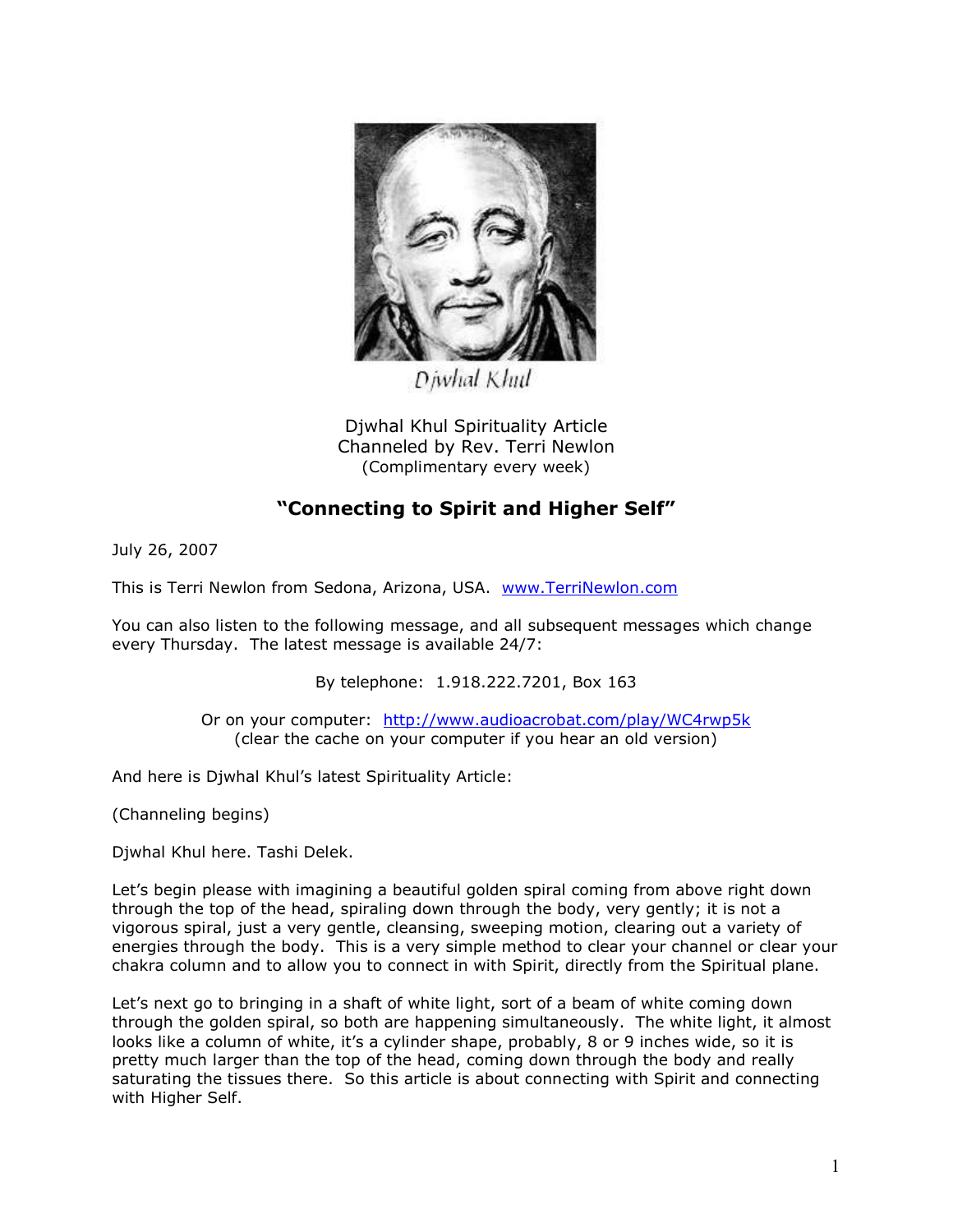Djwhal Khul

Djwhal Khul Spirituality Article
Channeled by Rev. Terri Newlon
(Complimentary every week)

## "Connecting to Spirit and Higher Self"

July 26, 2007

This is Terri Newlon from Sedona, Arizona, USA. www.TerriNewlon.com

You can also listen to the following message, and all subsequent messages which change every Thursday. The latest message is available 24/7:

By telephone: 1.918.222.7201, Box 163

Or on your computer: http://www.audioacrobat.com/play/WC4rwp5k
(clear the cache on your computer if you hear an old version)

And here is Djwhal Khul's latest Spirituality Article:

(Channeling begins)

Djwhal Khul here. Tashi Delek.

Let's begin please with imagining a beautiful golden spiral coming from above right down through the top of the head, spiraling down through the body, very gently; it is not a vigorous spiral, just a very gentle, cleansing, sweeping motion, clearing out a variety of energies through the body. This is a very simple method to clear your channel or clear your chakra column and to allow you to connect in with Spirit, directly from the Spiritual plane.

Let's next go to bringing in a shaft of white light, sort of a beam of white coming down through the golden spiral, so both are happening simultaneously. The white light, it almost looks like a column of white, it's a cylinder shape, probably, 8 or 9 inches wide, so it is pretty much larger than the top of the head, coming down through the body and really saturating the tissues there. So this article is about connecting with Spirit and connecting with Higher Self.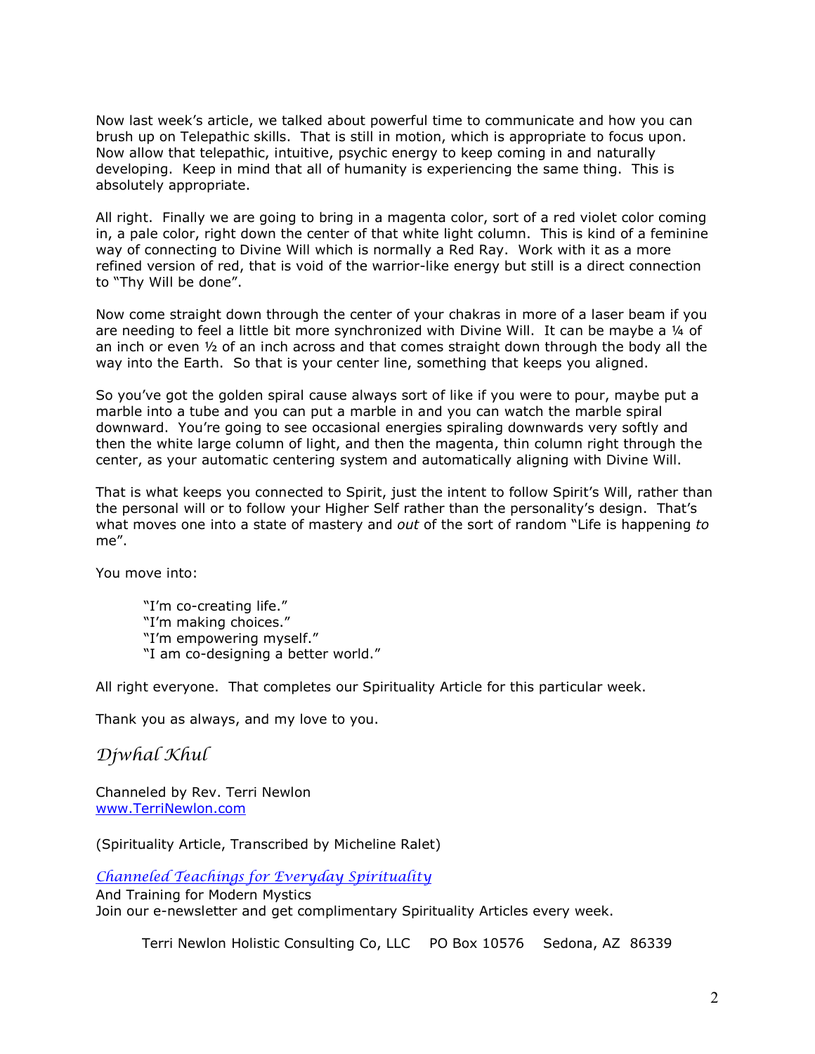Now last week's article, we talked about powerful time to communicate and how you can brush up on Telepathic skills. That is still in motion, which is appropriate to focus upon. Now allow that telepathic, intuitive, psychic energy to keep coming in and naturally developing. Keep in mind that all of humanity is experiencing the same thing. This is absolutely appropriate.

All right. Finally we are going to bring in a magenta color, sort of a red violet color coming in, a pale color, right down the center of that white light column. This is kind of a feminine way of connecting to Divine Will which is normally a Red Ray. Work with it as a more refined version of red, that is void of the warrior-like energy but still is a direct connection to "Thy Will be done".

Now come straight down through the center of your chakras in more of a laser beam if you are needing to feel a little bit more synchronized with Divine Will. It can be maybe a ¼ of an inch or even ½ of an inch across and that comes straight down through the body all the way into the Earth. So that is your center line, something that keeps you aligned.

So you've got the golden spiral cause always sort of like if you were to pour, maybe put a marble into a tube and you can put a marble in and you can watch the marble spiral downward. You're going to see occasional energies spiraling downwards very softly and then the white large column of light, and then the magenta, thin column right through the center, as your automatic centering system and automatically aligning with Divine Will.

That is what keeps you connected to Spirit, just the intent to follow Spirit's Will, rather than the personal will or to follow your Higher Self rather than the personality's design. That's what moves one into a state of mastery and *out* of the sort of random "Life is happening *to* me".

You move into:

> "I'm co-creating life."
> "I'm making choices."
> "I'm empowering myself."
> "I am co-designing a better world."

All right everyone. That completes our Spirituality Article for this particular week.

Thank you as always, and my love to you.

*Djwhal Khul*

Channeled by Rev. Terri Newlon
www.TerriNewlon.com

(Spirituality Article, Transcribed by Micheline Ralet)

*Channeled Teachings for Everyday Spirituality*
And Training for Modern Mystics
Join our e-newsletter and get complimentary Spirituality Articles every week.

Terri Newlon Holistic Consulting Co, LLC PO Box 10576 Sedona, AZ 86339